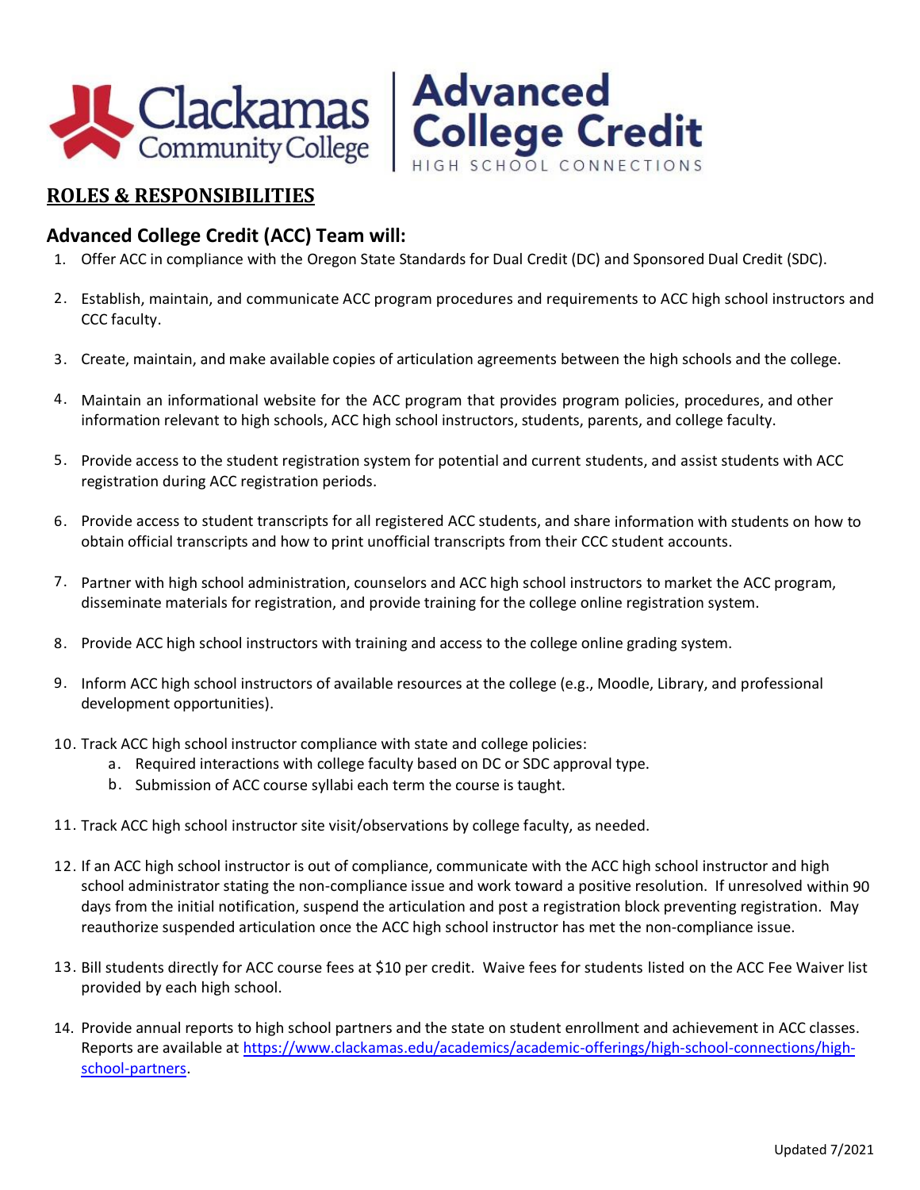Clackamas Community College | Advanced College Credit — HIGH SCHOOL CONNECTIONS

## ROLES & RESPONSIBILITIES

### Advanced College Credit (ACC) Team will:

1. Offer ACC in compliance with the Oregon State Standards for Dual Credit (DC) and Sponsored Dual Credit (SDC).
2. Establish, maintain, and communicate ACC program procedures and requirements to ACC high school instructors and CCC faculty.
3. Create, maintain, and make available copies of articulation agreements between the high schools and the college.
4. Maintain an informational website for the ACC program that provides program policies, procedures, and other information relevant to high schools, ACC high school instructors, students, parents, and college faculty.
5. Provide access to the student registration system for potential and current students, and assist students with ACC registration during ACC registration periods.
6. Provide access to student transcripts for all registered ACC students, and share information with students on how to obtain official transcripts and how to print unofficial transcripts from their CCC student accounts.
7. Partner with high school administration, counselors and ACC high school instructors to market the ACC program, disseminate materials for registration, and provide training for the college online registration system.
8. Provide ACC high school instructors with training and access to the college online grading system.
9. Inform ACC high school instructors of available resources at the college (e.g., Moodle, Library, and professional development opportunities).
10. Track ACC high school instructor compliance with state and college policies:
    a. Required interactions with college faculty based on DC or SDC approval type.
    b. Submission of ACC course syllabi each term the course is taught.
11. Track ACC high school instructor site visit/observations by college faculty, as needed.
12. If an ACC high school instructor is out of compliance, communicate with the ACC high school instructor and high school administrator stating the non-compliance issue and work toward a positive resolution. If unresolved within 90 days from the initial notification, suspend the articulation and post a registration block preventing registration. May reauthorize suspended articulation once the ACC high school instructor has met the non-compliance issue.
13. Bill students directly for ACC course fees at $10 per credit. Waive fees for students listed on the ACC Fee Waiver list provided by each high school.
14. Provide annual reports to high school partners and the state on student enrollment and achievement in ACC classes. Reports are available at https://www.clackamas.edu/academics/academic-offerings/high-school-connections/high-school-partners.

Updated 7/2021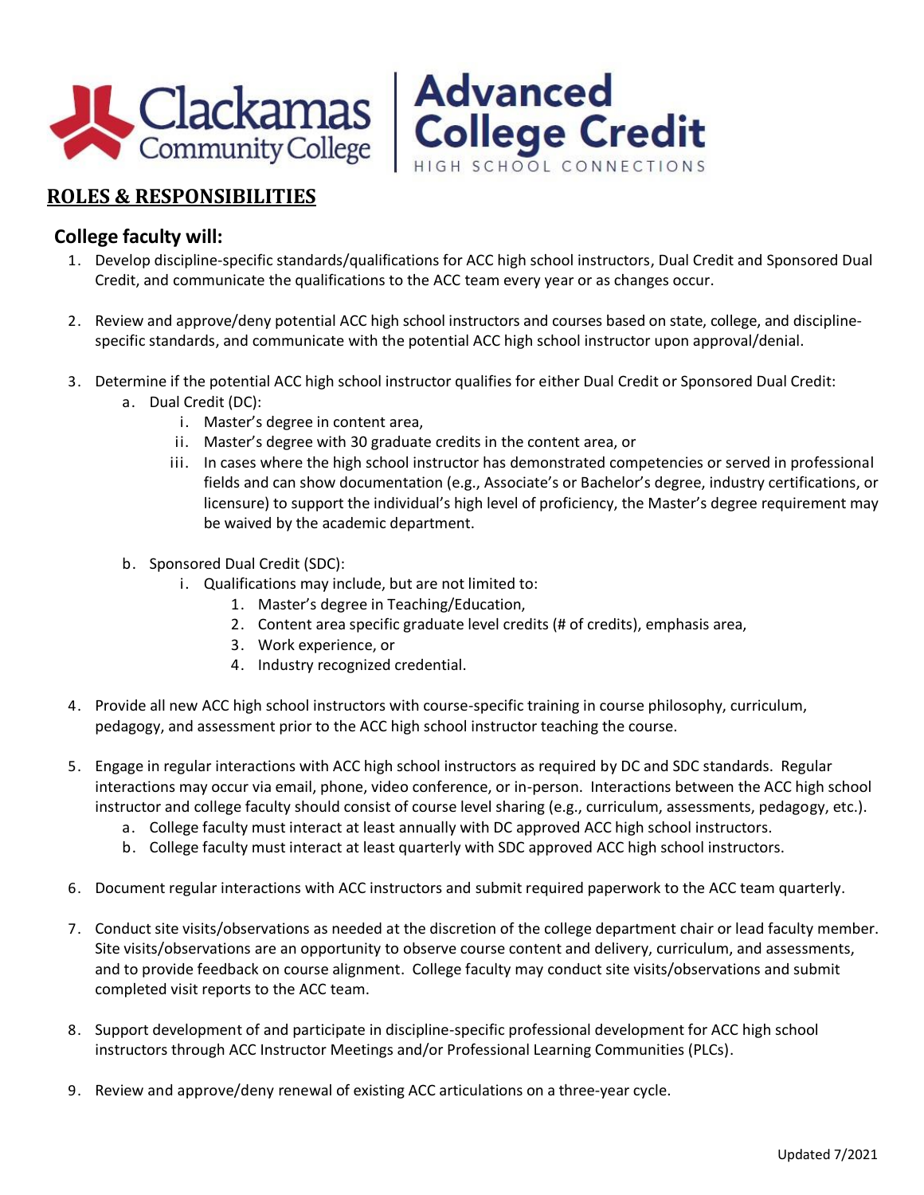## ROLES & RESPONSIBILITIES

### College faculty will:

1. Develop discipline-specific standards/qualifications for ACC high school instructors, Dual Credit and Sponsored Dual Credit, and communicate the qualifications to the ACC team every year or as changes occur.

2. Review and approve/deny potential ACC high school instructors and courses based on state, college, and discipline-specific standards, and communicate with the potential ACC high school instructor upon approval/denial.

3. Determine if the potential ACC high school instructor qualifies for either Dual Credit or Sponsored Dual Credit:
   a. Dual Credit (DC):
      i. Master's degree in content area,
      ii. Master's degree with 30 graduate credits in the content area, or
      iii. In cases where the high school instructor has demonstrated competencies or served in professional fields and can show documentation (e.g., Associate's or Bachelor's degree, industry certifications, or licensure) to support the individual's high level of proficiency, the Master's degree requirement may be waived by the academic department.

   b. Sponsored Dual Credit (SDC):
      i. Qualifications may include, but are not limited to:
         1. Master's degree in Teaching/Education,
         2. Content area specific graduate level credits (# of credits), emphasis area,
         3. Work experience, or
         4. Industry recognized credential.

4. Provide all new ACC high school instructors with course-specific training in course philosophy, curriculum, pedagogy, and assessment prior to the ACC high school instructor teaching the course.

5. Engage in regular interactions with ACC high school instructors as required by DC and SDC standards. Regular interactions may occur via email, phone, video conference, or in-person. Interactions between the ACC high school instructor and college faculty should consist of course level sharing (e.g., curriculum, assessments, pedagogy, etc.).
   a. College faculty must interact at least annually with DC approved ACC high school instructors.
   b. College faculty must interact at least quarterly with SDC approved ACC high school instructors.

6. Document regular interactions with ACC instructors and submit required paperwork to the ACC team quarterly.

7. Conduct site visits/observations as needed at the discretion of the college department chair or lead faculty member. Site visits/observations are an opportunity to observe course content and delivery, curriculum, and assessments, and to provide feedback on course alignment. College faculty may conduct site visits/observations and submit completed visit reports to the ACC team.

8. Support development of and participate in discipline-specific professional development for ACC high school instructors through ACC Instructor Meetings and/or Professional Learning Communities (PLCs).

9. Review and approve/deny renewal of existing ACC articulations on a three-year cycle.

Updated 7/2021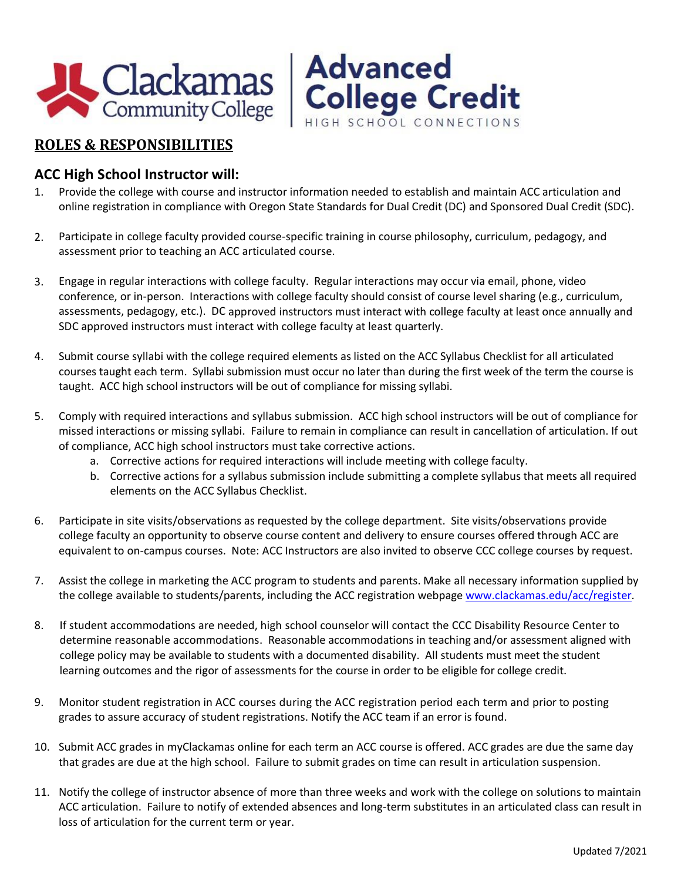Clackamas Community College | Advanced College Credit
HIGH SCHOOL CONNECTIONS

## ROLES & RESPONSIBILITIES

### ACC High School Instructor will:

1. Provide the college with course and instructor information needed to establish and maintain ACC articulation and online registration in compliance with Oregon State Standards for Dual Credit (DC) and Sponsored Dual Credit (SDC).

2. Participate in college faculty provided course-specific training in course philosophy, curriculum, pedagogy, and assessment prior to teaching an ACC articulated course.

3. Engage in regular interactions with college faculty. Regular interactions may occur via email, phone, video conference, or in-person. Interactions with college faculty should consist of course level sharing (e.g., curriculum, assessments, pedagogy, etc.). DC approved instructors must interact with college faculty at least once annually and SDC approved instructors must interact with college faculty at least quarterly.

4. Submit course syllabi with the college required elements as listed on the ACC Syllabus Checklist for all articulated courses taught each term. Syllabi submission must occur no later than during the first week of the term the course is taught. ACC high school instructors will be out of compliance for missing syllabi.

5. Comply with required interactions and syllabus submission. ACC high school instructors will be out of compliance for missed interactions or missing syllabi. Failure to remain in compliance can result in cancellation of articulation. If out of compliance, ACC high school instructors must take corrective actions.
   a. Corrective actions for required interactions will include meeting with college faculty.
   b. Corrective actions for a syllabus submission include submitting a complete syllabus that meets all required elements on the ACC Syllabus Checklist.

6. Participate in site visits/observations as requested by the college department. Site visits/observations provide college faculty an opportunity to observe course content and delivery to ensure courses offered through ACC are equivalent to on-campus courses. Note: ACC Instructors are also invited to observe CCC college courses by request.

7. Assist the college in marketing the ACC program to students and parents. Make all necessary information supplied by the college available to students/parents, including the ACC registration webpage [www.clackamas.edu/acc/register](http://www.clackamas.edu/acc/register).

8. If student accommodations are needed, high school counselor will contact the CCC Disability Resource Center to determine reasonable accommodations. Reasonable accommodations in teaching and/or assessment aligned with college policy may be available to students with a documented disability. All students must meet the student learning outcomes and the rigor of assessments for the course in order to be eligible for college credit.

9. Monitor student registration in ACC courses during the ACC registration period each term and prior to posting grades to assure accuracy of student registrations. Notify the ACC team if an error is found.

10. Submit ACC grades in myClackamas online for each term an ACC course is offered. ACC grades are due the same day that grades are due at the high school. Failure to submit grades on time can result in articulation suspension.

11. Notify the college of instructor absence of more than three weeks and work with the college on solutions to maintain ACC articulation. Failure to notify of extended absences and long-term substitutes in an articulated class can result in loss of articulation for the current term or year.

Updated 7/2021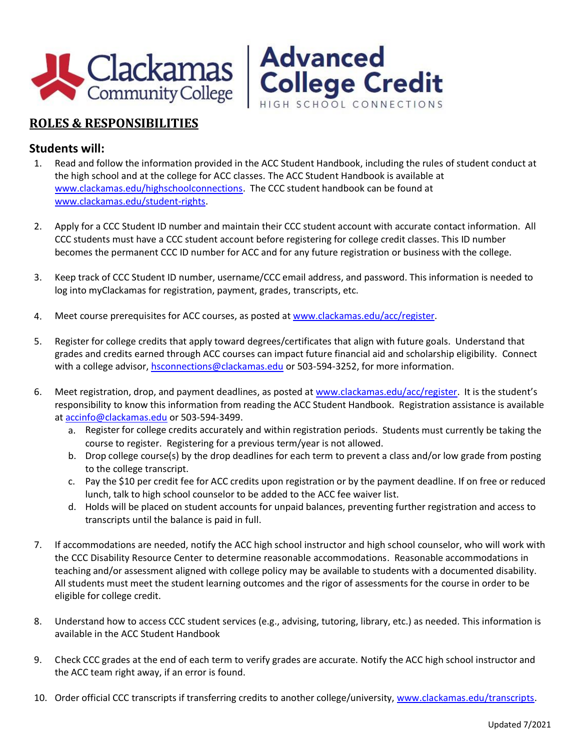Clackamas Community College | Advanced College Credit

HIGH SCHOOL CONNECTIONS

## ROLES & RESPONSIBILITIES

### Students will:

1. Read and follow the information provided in the ACC Student Handbook, including the rules of student conduct at the high school and at the college for ACC classes. The ACC Student Handbook is available at www.clackamas.edu/highschoolconnections. The CCC student handbook can be found at www.clackamas.edu/student-rights.

2. Apply for a CCC Student ID number and maintain their CCC student account with accurate contact information. All CCC students must have a CCC student account before registering for college credit classes. This ID number becomes the permanent CCC ID number for ACC and for any future registration or business with the college.

3. Keep track of CCC Student ID number, username/CCC email address, and password. This information is needed to log into myClackamas for registration, payment, grades, transcripts, etc.

4. Meet course prerequisites for ACC courses, as posted at www.clackamas.edu/acc/register.

5. Register for college credits that apply toward degrees/certificates that align with future goals. Understand that grades and credits earned through ACC courses can impact future financial aid and scholarship eligibility. Connect with a college advisor, hsconnections@clackamas.edu or 503-594-3252, for more information.

6. Meet registration, drop, and payment deadlines, as posted at www.clackamas.edu/acc/register. It is the student's responsibility to know this information from reading the ACC Student Handbook. Registration assistance is available at accinfo@clackamas.edu or 503-594-3499.
   a. Register for college credits accurately and within registration periods. Students must currently be taking the course to register. Registering for a previous term/year is not allowed.
   b. Drop college course(s) by the drop deadlines for each term to prevent a class and/or low grade from posting to the college transcript.
   c. Pay the $10 per credit fee for ACC credits upon registration or by the payment deadline. If on free or reduced lunch, talk to high school counselor to be added to the ACC fee waiver list.
   d. Holds will be placed on student accounts for unpaid balances, preventing further registration and access to transcripts until the balance is paid in full.

7. If accommodations are needed, notify the ACC high school instructor and high school counselor, who will work with the CCC Disability Resource Center to determine reasonable accommodations. Reasonable accommodations in teaching and/or assessment aligned with college policy may be available to students with a documented disability. All students must meet the student learning outcomes and the rigor of assessments for the course in order to be eligible for college credit.

8. Understand how to access CCC student services (e.g., advising, tutoring, library, etc.) as needed. This information is available in the ACC Student Handbook

9. Check CCC grades at the end of each term to verify grades are accurate. Notify the ACC high school instructor and the ACC team right away, if an error is found.

10. Order official CCC transcripts if transferring credits to another college/university, www.clackamas.edu/transcripts.

Updated 7/2021